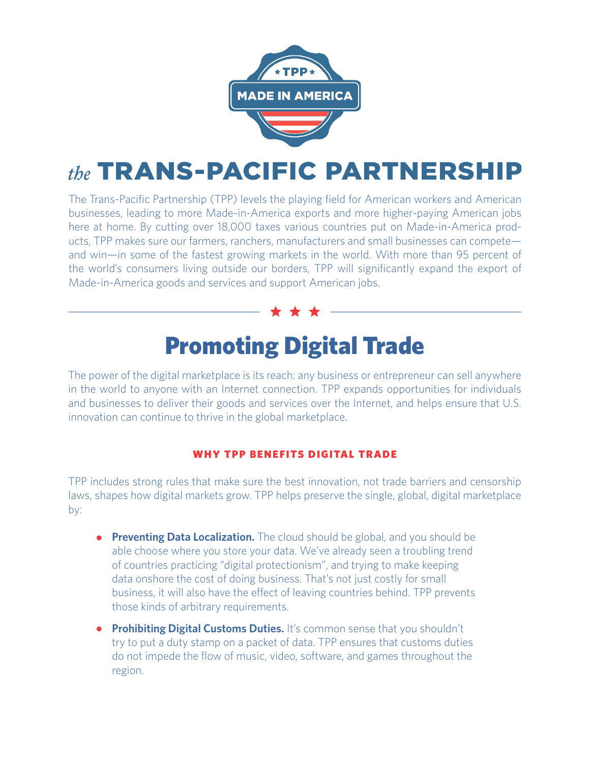TPP

MADE IN AMERICA

# *the* TRANS-PACIFIC PARTNERSHIP

The Trans-Pacific Partnership (TPP) levels the playing field for American workers and American businesses, leading to more Made-in-America exports and more higher-paying American jobs here at home. By cutting over 18,000 taxes various countries put on Made-in-America products, TPP makes sure our farmers, ranchers, manufacturers and small businesses can compete—and win—in some of the fastest growing markets in the world. With more than 95 percent of the world's consumers living outside our borders, TPP will significantly expand the export of Made-in-America goods and services and support American jobs.

★ ★ ★

## Promoting Digital Trade

The power of the digital marketplace is its reach: any business or entrepreneur can sell anywhere in the world to anyone with an Internet connection. TPP expands opportunities for individuals and businesses to deliver their goods and services over the Internet, and helps ensure that U.S. innovation can continue to thrive in the global marketplace.

### WHY TPP BENEFITS DIGITAL TRADE

TPP includes strong rules that make sure the best innovation, not trade barriers and censorship laws, shapes how digital markets grow. TPP helps preserve the single, global, digital marketplace by:

- **Preventing Data Localization.** The cloud should be global, and you should be able choose where you store your data. We've already seen a troubling trend of countries practicing "digital protectionism", and trying to make keeping data onshore the cost of doing business. That's not just costly for small business, it will also have the effect of leaving countries behind. TPP prevents those kinds of arbitrary requirements.
- **Prohibiting Digital Customs Duties.** It's common sense that you shouldn't try to put a duty stamp on a packet of data. TPP ensures that customs duties do not impede the flow of music, video, software, and games throughout the region.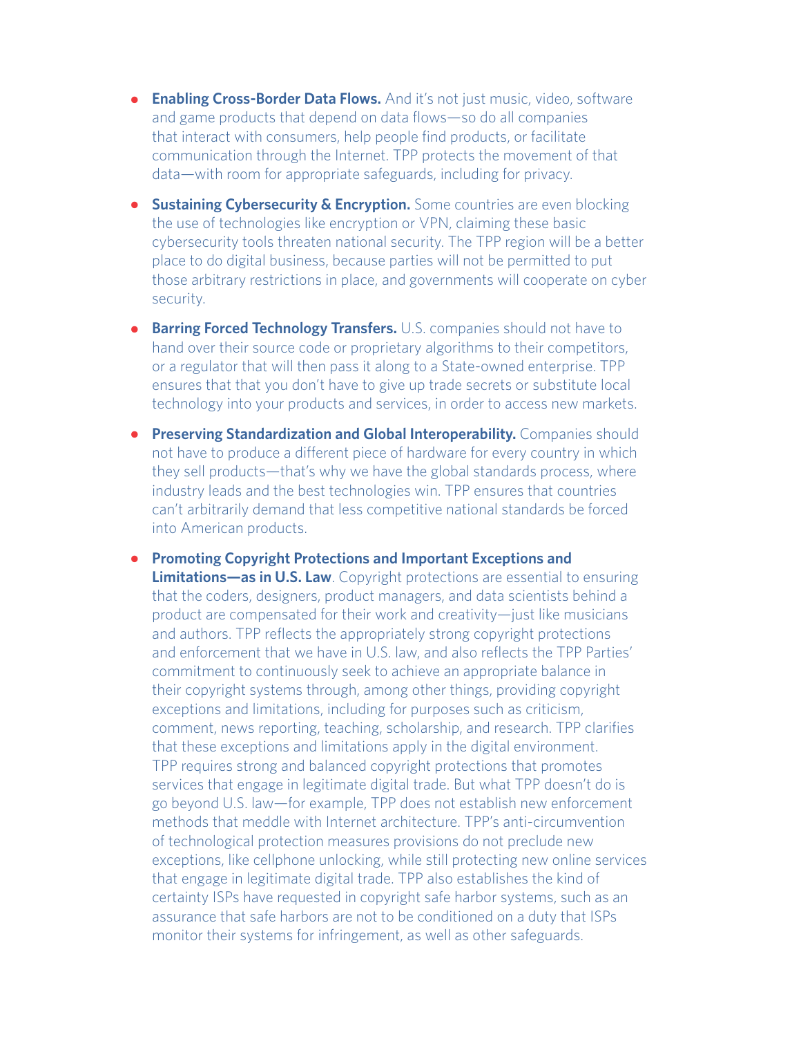- **Enabling Cross-Border Data Flows.** And it's not just music, video, software and game products that depend on data flows—so do all companies that interact with consumers, help people find products, or facilitate communication through the Internet. TPP protects the movement of that data—with room for appropriate safeguards, including for privacy.

- **Sustaining Cybersecurity & Encryption.** Some countries are even blocking the use of technologies like encryption or VPN, claiming these basic cybersecurity tools threaten national security. The TPP region will be a better place to do digital business, because parties will not be permitted to put those arbitrary restrictions in place, and governments will cooperate on cyber security.

- **Barring Forced Technology Transfers.** U.S. companies should not have to hand over their source code or proprietary algorithms to their competitors, or a regulator that will then pass it along to a State-owned enterprise. TPP ensures that that you don't have to give up trade secrets or substitute local technology into your products and services, in order to access new markets.

- **Preserving Standardization and Global Interoperability.** Companies should not have to produce a different piece of hardware for every country in which they sell products—that's why we have the global standards process, where industry leads and the best technologies win. TPP ensures that countries can't arbitrarily demand that less competitive national standards be forced into American products.

- **Promoting Copyright Protections and Important Exceptions and Limitations—as in U.S. Law**. Copyright protections are essential to ensuring that the coders, designers, product managers, and data scientists behind a product are compensated for their work and creativity—just like musicians and authors. TPP reflects the appropriately strong copyright protections and enforcement that we have in U.S. law, and also reflects the TPP Parties' commitment to continuously seek to achieve an appropriate balance in their copyright systems through, among other things, providing copyright exceptions and limitations, including for purposes such as criticism, comment, news reporting, teaching, scholarship, and research. TPP clarifies that these exceptions and limitations apply in the digital environment. TPP requires strong and balanced copyright protections that promotes services that engage in legitimate digital trade. But what TPP doesn't do is go beyond U.S. law—for example, TPP does not establish new enforcement methods that meddle with Internet architecture. TPP's anti-circumvention of technological protection measures provisions do not preclude new exceptions, like cellphone unlocking, while still protecting new online services that engage in legitimate digital trade. TPP also establishes the kind of certainty ISPs have requested in copyright safe harbor systems, such as an assurance that safe harbors are not to be conditioned on a duty that ISPs monitor their systems for infringement, as well as other safeguards.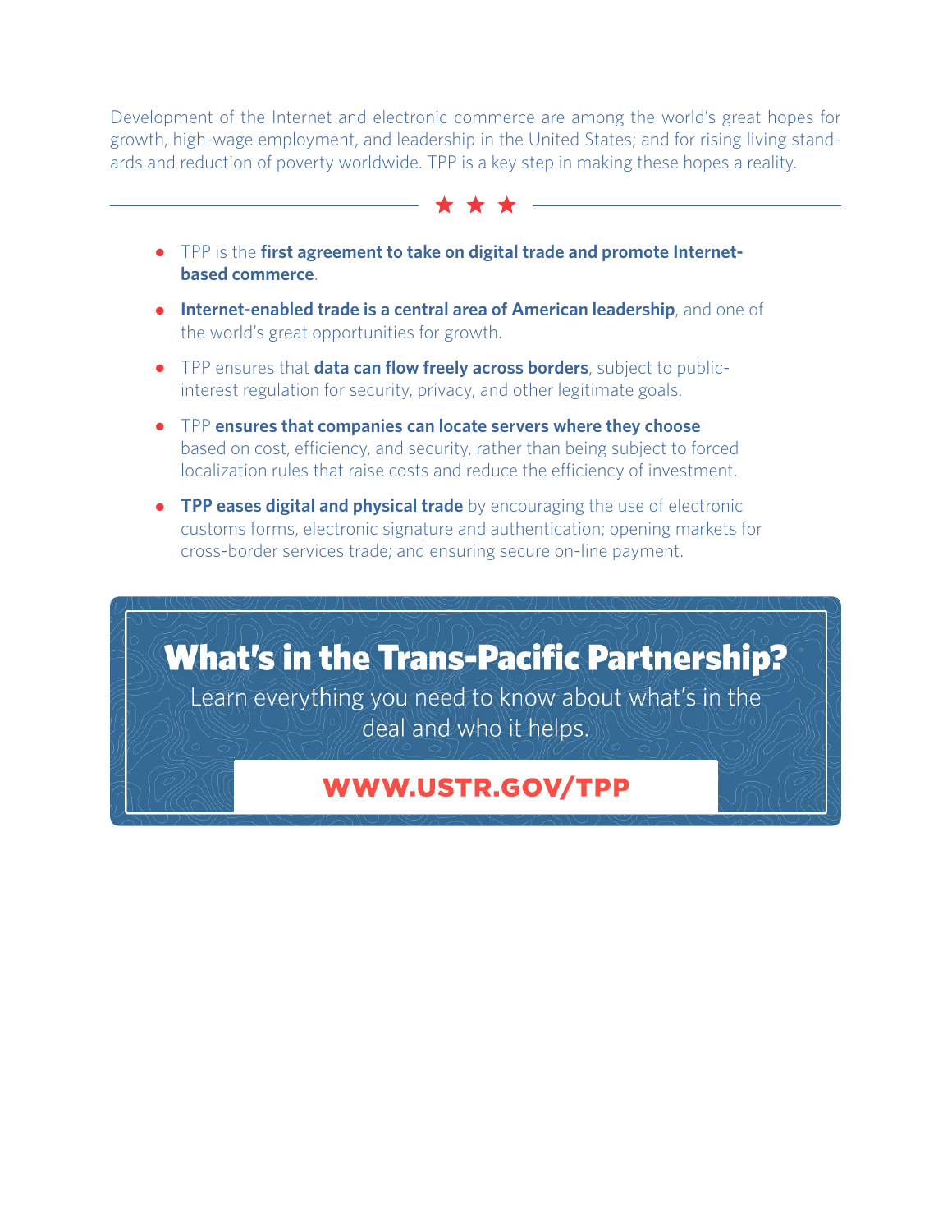Development of the Internet and electronic commerce are among the world's great hopes for growth, high-wage employment, and leadership in the United States; and for rising living standards and reduction of poverty worldwide. TPP is a key step in making these hopes a reality.

★ ★ ★

- TPP is the **first agreement to take on digital trade and promote Internet-based commerce**.
- **Internet-enabled trade is a central area of American leadership**, and one of the world's great opportunities for growth.
- TPP ensures that **data can flow freely across borders**, subject to public-interest regulation for security, privacy, and other legitimate goals.
- TPP **ensures that companies can locate servers where they choose** based on cost, efficiency, and security, rather than being subject to forced localization rules that raise costs and reduce the efficiency of investment.
- **TPP eases digital and physical trade** by encouraging the use of electronic customs forms, electronic signature and authentication; opening markets for cross-border services trade; and ensuring secure on-line payment.

## What's in the Trans-Pacific Partnership?

Learn everything you need to know about what's in the deal and who it helps.

**WWW.USTR.GOV/TPP**